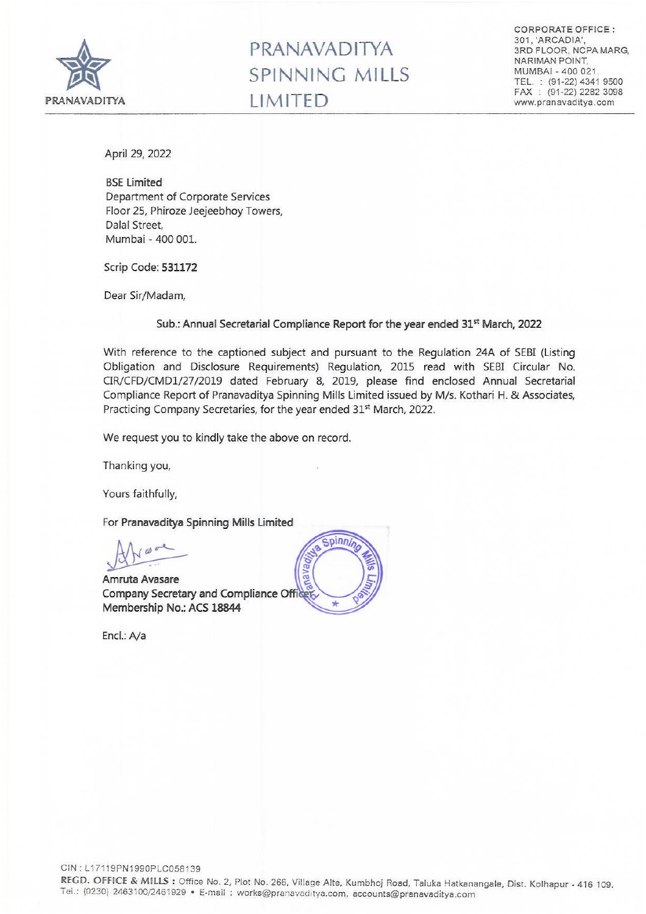# PRANAVADITYA SPINNING MILLS LIMITED

CORPORATE OFFICE :
301, 'ARCADIA',
3RD FLOOR, NCPA MARG,
NARIMAN POINT,
MUMBAI - 400 021.
TEL. : (91-22) 4341 9500
FAX : (91-22) 2282 3098
www.pranavaditya.com

April 29, 2022

BSE Limited
Department of Corporate Services
Floor 25, Phiroze Jeejeebhoy Towers,
Dalal Street,
Mumbai - 400 001.

Scrip Code: **531172**

Dear Sir/Madam,

**Sub.: Annual Secretarial Compliance Report for the year ended 31st March, 2022**

With reference to the captioned subject and pursuant to the Regulation 24A of SEBI (Listing Obligation and Disclosure Requirements) Regulation, 2015 read with SEBI Circular No. CIR/CFD/CMD1/27/2019 dated February 8, 2019, please find enclosed Annual Secretarial Compliance Report of Pranavaditya Spinning Mills Limited issued by M/s. Kothari H. & Associates, Practicing Company Secretaries, for the year ended 31st March, 2022.

We request you to kindly take the above on record.

Thanking you,

Yours faithfully,

For **Pranavaditya Spinning Mills Limited**

**Amruta Avasare**
**Company Secretary and Compliance Officer**
**Membership No.: ACS 18844**

Encl.: A/a

CIN : L17119PN1990PLC058139
REGD. OFFICE & MILLS : Office No. 2, Plot No. 266, Village Alte, Kumbhoj Road, Taluka Hatkanangale, Dist. Kolhapur - 416 109.
Tel.: (0230) 2463100/2461929 • E-mail : works@pranavaditya.com, accounts@pranavaditya.com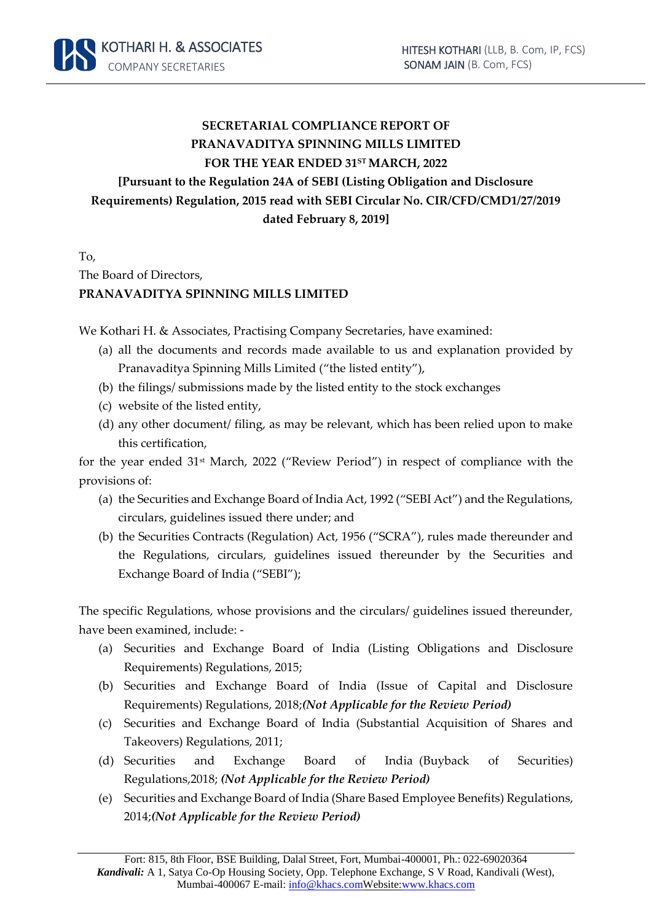**SECRETARIAL COMPLIANCE REPORT OF**
**PRANAVADITYA SPINNING MILLS LIMITED**
**FOR THE YEAR ENDED 31ST MARCH, 2022**
**[Pursuant to the Regulation 24A of SEBI (Listing Obligation and Disclosure Requirements) Regulation, 2015 read with SEBI Circular No. CIR/CFD/CMD1/27/2019 dated February 8, 2019]**

To,
The Board of Directors,
**PRANAVADITYA SPINNING MILLS LIMITED**

We Kothari H. & Associates, Practising Company Secretaries, have examined:

(a) all the documents and records made available to us and explanation provided by Pranavaditya Spinning Mills Limited ("the listed entity"),
(b) the filings/ submissions made by the listed entity to the stock exchanges
(c) website of the listed entity,
(d) any other document/ filing, as may be relevant, which has been relied upon to make this certification,

for the year ended 31st March, 2022 ("Review Period") in respect of compliance with the provisions of:

(a) the Securities and Exchange Board of India Act, 1992 ("SEBI Act") and the Regulations, circulars, guidelines issued there under; and
(b) the Securities Contracts (Regulation) Act, 1956 ("SCRA"), rules made thereunder and the Regulations, circulars, guidelines issued thereunder by the Securities and Exchange Board of India ("SEBI");

The specific Regulations, whose provisions and the circulars/ guidelines issued thereunder, have been examined, include: -

(a) Securities and Exchange Board of India (Listing Obligations and Disclosure Requirements) Regulations, 2015;
(b) Securities and Exchange Board of India (Issue of Capital and Disclosure Requirements) Regulations, 2018;***(Not Applicable for the Review Period)***
(c) Securities and Exchange Board of India (Substantial Acquisition of Shares and Takeovers) Regulations, 2011;
(d) Securities and Exchange Board of India (Buyback of Securities) Regulations,2018; ***(Not Applicable for the Review Period)***
(e) Securities and Exchange Board of India (Share Based Employee Benefits) Regulations, 2014;***(Not Applicable for the Review Period)***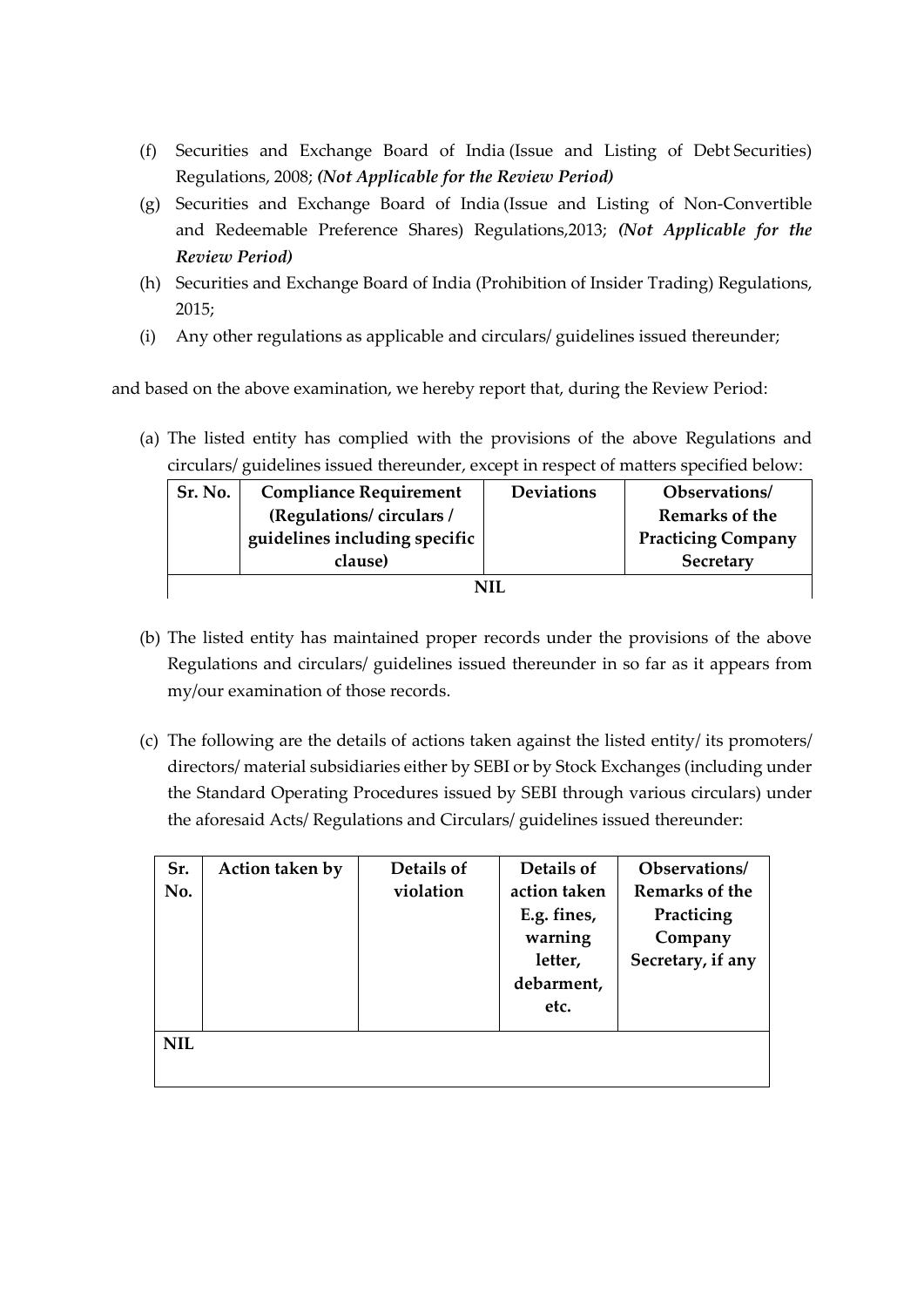(f) Securities and Exchange Board of India (Issue and Listing of Debt Securities) Regulations, 2008; ***(Not Applicable for the Review Period)***

(g) Securities and Exchange Board of India (Issue and Listing of Non-Convertible and Redeemable Preference Shares) Regulations,2013; ***(Not Applicable for the Review Period)***

(h) Securities and Exchange Board of India (Prohibition of Insider Trading) Regulations, 2015;

(i) Any other regulations as applicable and circulars/ guidelines issued thereunder;

and based on the above examination, we hereby report that, during the Review Period:

(a) The listed entity has complied with the provisions of the above Regulations and circulars/ guidelines issued thereunder, except in respect of matters specified below:

| Sr. No. | Compliance Requirement (Regulations/ circulars / guidelines including specific clause) | Deviations | Observations/ Remarks of the Practicing Company Secretary |
|---|---|---|---|
| NIL | | | |

(b) The listed entity has maintained proper records under the provisions of the above Regulations and circulars/ guidelines issued thereunder in so far as it appears from my/our examination of those records.

(c) The following are the details of actions taken against the listed entity/ its promoters/ directors/ material subsidiaries either by SEBI or by Stock Exchanges (including under the Standard Operating Procedures issued by SEBI through various circulars) under the aforesaid Acts/ Regulations and Circulars/ guidelines issued thereunder:

| Sr. No. | Action taken by | Details of violation | Details of action taken E.g. fines, warning letter, debarment, etc. | Observations/ Remarks of the Practicing Company Secretary, if any |
|---|---|---|---|---|
| NIL | | | | |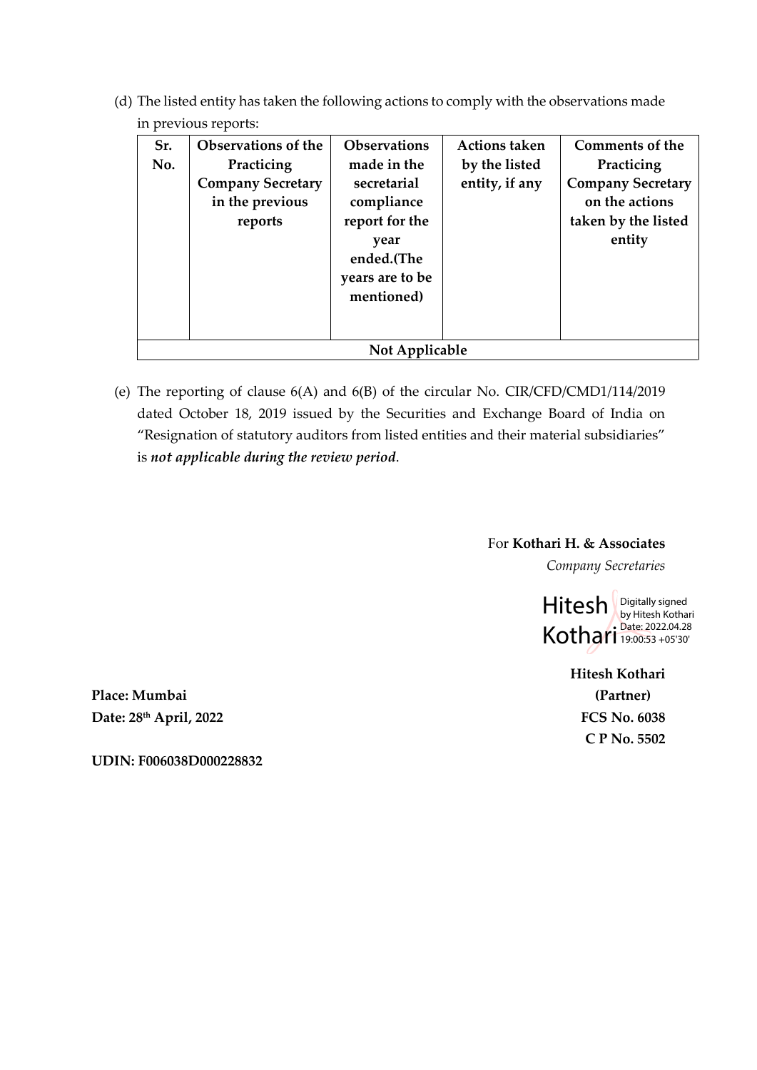(d) The listed entity has taken the following actions to comply with the observations made in previous reports:

| Sr. No. | Observations of the Practicing Company Secretary in the previous reports | Observations made in the secretarial compliance report for the year ended.(The years are to be mentioned) | Actions taken by the listed entity, if any | Comments of the Practicing Company Secretary on the actions taken by the listed entity |
|---|---|---|---|---|
| Not Applicable | | | | |

(e) The reporting of clause 6(A) and 6(B) of the circular No. CIR/CFD/CMD1/114/2019 dated October 18, 2019 issued by the Securities and Exchange Board of India on "Resignation of statutory auditors from listed entities and their material subsidiaries" is ***not applicable during the review period***.

For **Kothari H. & Associates**
*Company Secretaries*

Hitesh Kothari
Digitally signed by Hitesh Kothari
Date: 2022.04.28 19:00:53 +05'30'

**Hitesh Kothari**
**(Partner)**
**FCS No. 6038**
**C P No. 5502**

**Place: Mumbai**
**Date: 28th April, 2022**

**UDIN: F006038D000228832**